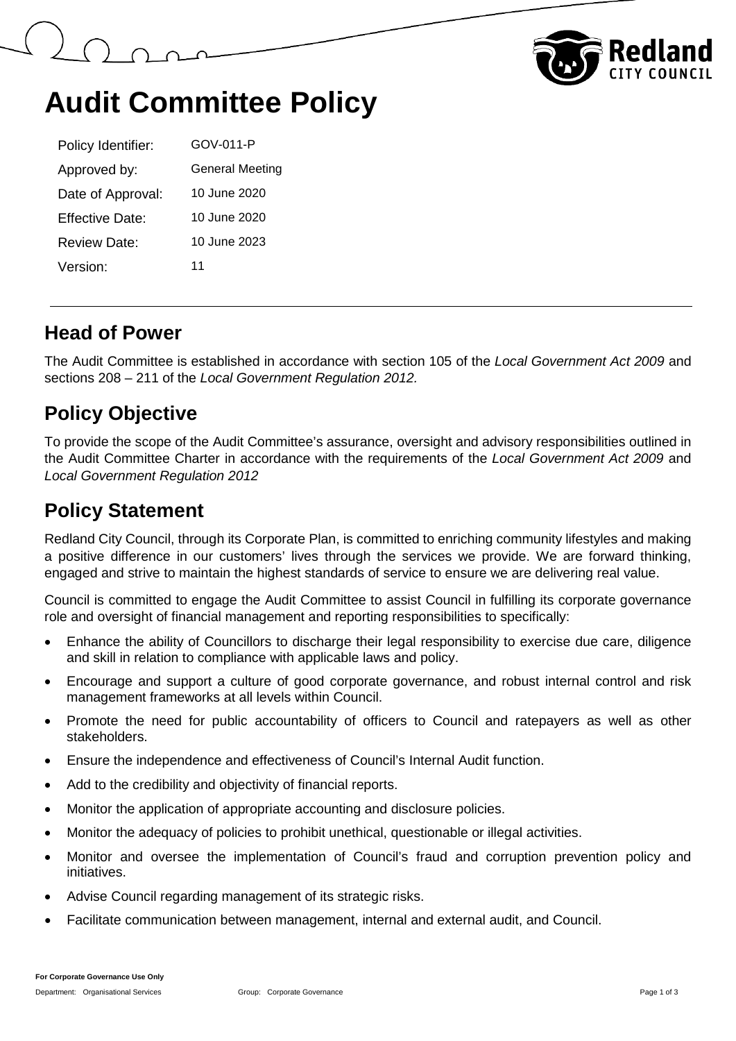# Audit Committee Policy

| | |
|---|---|
| Policy Identifier: | GOV-011-P |
| Approved by: | General Meeting |
| Date of Approval: | 10 June 2020 |
| Effective Date: | 10 June 2020 |
| Review Date: | 10 June 2023 |
| Version: | 11 |

## Head of Power

The Audit Committee is established in accordance with section 105 of the *Local Government Act 2009* and sections 208 – 211 of the *Local Government Regulation 2012.*

## Policy Objective

To provide the scope of the Audit Committee's assurance, oversight and advisory responsibilities outlined in the Audit Committee Charter in accordance with the requirements of the *Local Government Act 2009* and *Local Government Regulation 2012*

## Policy Statement

Redland City Council, through its Corporate Plan, is committed to enriching community lifestyles and making a positive difference in our customers' lives through the services we provide. We are forward thinking, engaged and strive to maintain the highest standards of service to ensure we are delivering real value.

Council is committed to engage the Audit Committee to assist Council in fulfilling its corporate governance role and oversight of financial management and reporting responsibilities to specifically:

- Enhance the ability of Councillors to discharge their legal responsibility to exercise due care, diligence and skill in relation to compliance with applicable laws and policy.
- Encourage and support a culture of good corporate governance, and robust internal control and risk management frameworks at all levels within Council.
- Promote the need for public accountability of officers to Council and ratepayers as well as other stakeholders.
- Ensure the independence and effectiveness of Council's Internal Audit function.
- Add to the credibility and objectivity of financial reports.
- Monitor the application of appropriate accounting and disclosure policies.
- Monitor the adequacy of policies to prohibit unethical, questionable or illegal activities.
- Monitor and oversee the implementation of Council's fraud and corruption prevention policy and initiatives.
- Advise Council regarding management of its strategic risks.
- Facilitate communication between management, internal and external audit, and Council.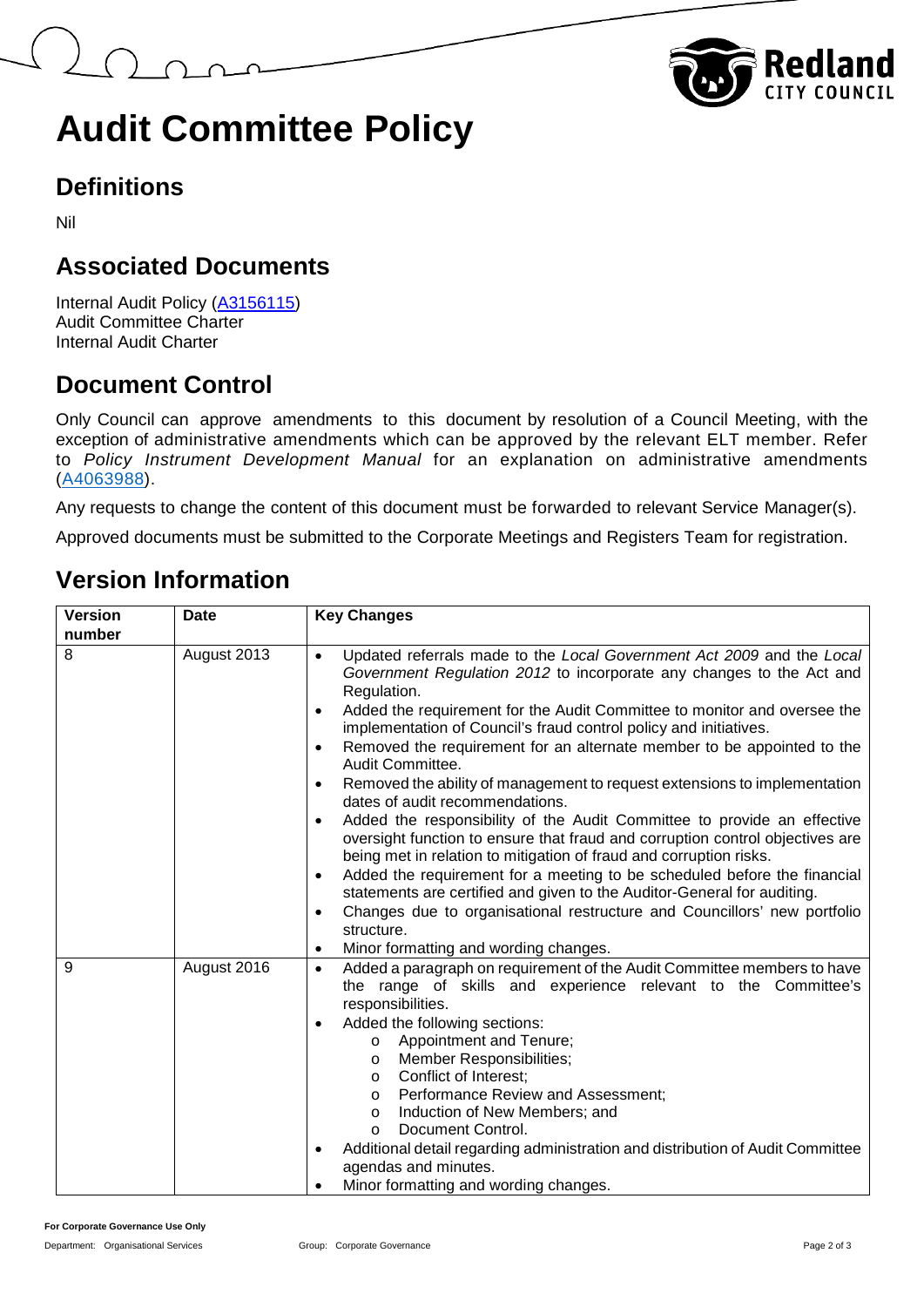# Audit Committee Policy

## Definitions

Nil

## Associated Documents

Internal Audit Policy (A3156115)
Audit Committee Charter
Internal Audit Charter

## Document Control

Only Council can approve amendments to this document by resolution of a Council Meeting, with the exception of administrative amendments which can be approved by the relevant ELT member. Refer to *Policy Instrument Development Manual* for an explanation on administrative amendments (A4063988).

Any requests to change the content of this document must be forwarded to relevant Service Manager(s).

Approved documents must be submitted to the Corporate Meetings and Registers Team for registration.

## Version Information

| Version number | Date | Key Changes |
|---|---|---|
| 8 | August 2013 | • Updated referrals made to the *Local Government Act 2009* and the *Local Government Regulation 2012* to incorporate any changes to the Act and Regulation.<br>• Added the requirement for the Audit Committee to monitor and oversee the implementation of Council's fraud control policy and initiatives.<br>• Removed the requirement for an alternate member to be appointed to the Audit Committee.<br>• Removed the ability of management to request extensions to implementation dates of audit recommendations.<br>• Added the responsibility of the Audit Committee to provide an effective oversight function to ensure that fraud and corruption control objectives are being met in relation to mitigation of fraud and corruption risks.<br>• Added the requirement for a meeting to be scheduled before the financial statements are certified and given to the Auditor-General for auditing.<br>• Changes due to organisational restructure and Councillors' new portfolio structure.<br>• Minor formatting and wording changes. |
| 9 | August 2016 | • Added a paragraph on requirement of the Audit Committee members to have the range of skills and experience relevant to the Committee's responsibilities.<br>• Added the following sections:<br>&nbsp;&nbsp;o Appointment and Tenure;<br>&nbsp;&nbsp;o Member Responsibilities;<br>&nbsp;&nbsp;o Conflict of Interest;<br>&nbsp;&nbsp;o Performance Review and Assessment;<br>&nbsp;&nbsp;o Induction of New Members; and<br>&nbsp;&nbsp;o Document Control.<br>• Additional detail regarding administration and distribution of Audit Committee agendas and minutes.<br>• Minor formatting and wording changes. |

For Corporate Governance Use Only

Department: Organisational Services    Group: Corporate Governance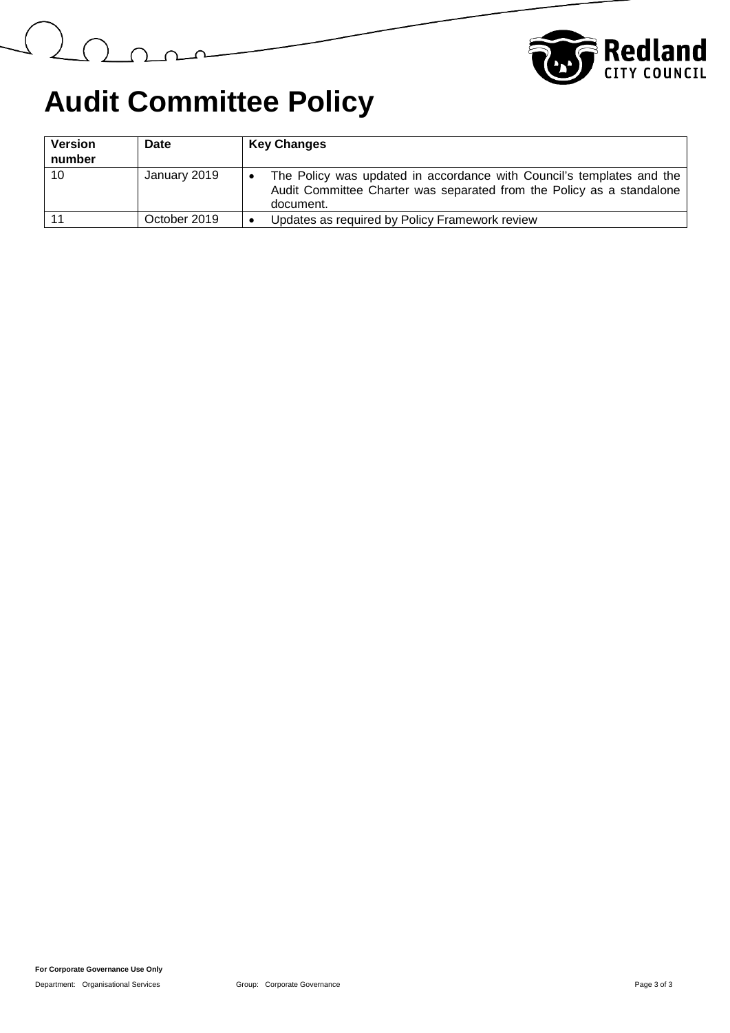# Audit Committee Policy

| Version number | Date | Key Changes |
|---|---|---|
| 10 | January 2019 | • The Policy was updated in accordance with Council's templates and the Audit Committee Charter was separated from the Policy as a standalone document. |
| 11 | October 2019 | • Updates as required by Policy Framework review |

**For Corporate Governance Use Only**

Department: Organisational Services    Group: Corporate Governance